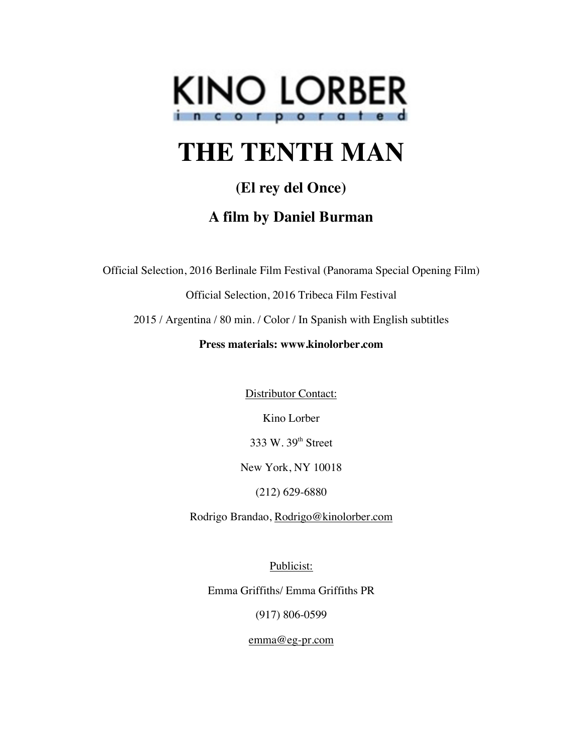KINO LORBER
incorporated

# THE TENTH MAN

## (El rey del Once)

## A film by Daniel Burman

Official Selection, 2016 Berlinale Film Festival (Panorama Special Opening Film)

Official Selection, 2016 Tribeca Film Festival

2015 / Argentina / 80 min. / Color / In Spanish with English subtitles

**Press materials: www.kinolorber.com**

Distributor Contact:

Kino Lorber

333 W. 39th Street

New York, NY 10018

(212) 629-6880

Rodrigo Brandao, Rodrigo@kinolorber.com

Publicist:

Emma Griffiths/ Emma Griffiths PR

(917) 806-0599

emma@eg-pr.com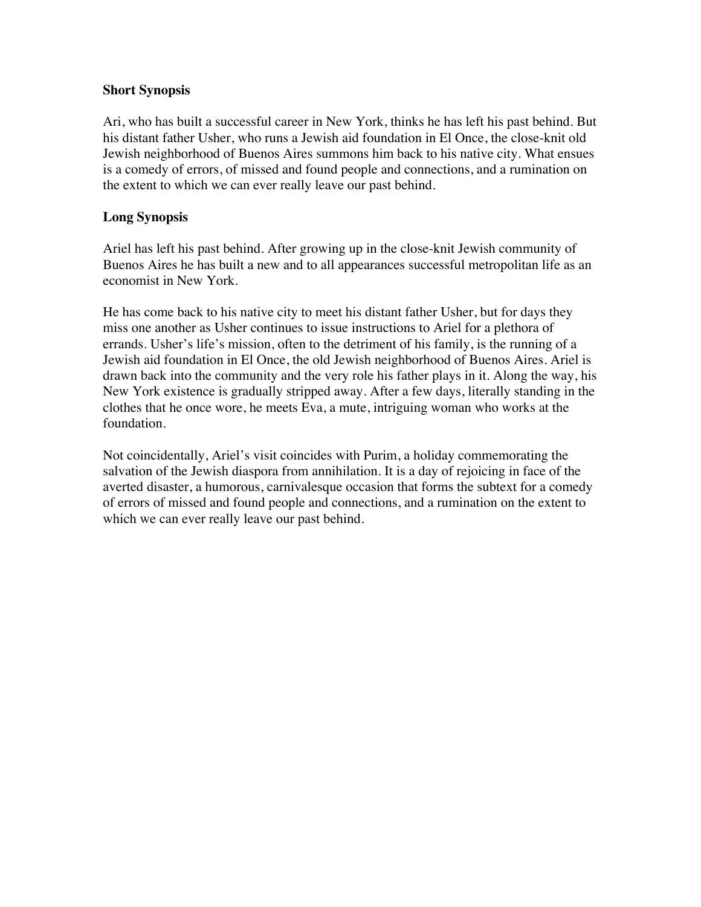**Short Synopsis**

Ari, who has built a successful career in New York, thinks he has left his past behind. But his distant father Usher, who runs a Jewish aid foundation in El Once, the close-knit old Jewish neighborhood of Buenos Aires summons him back to his native city. What ensues is a comedy of errors, of missed and found people and connections, and a rumination on the extent to which we can ever really leave our past behind.

**Long Synopsis**

Ariel has left his past behind. After growing up in the close-knit Jewish community of Buenos Aires he has built a new and to all appearances successful metropolitan life as an economist in New York.

He has come back to his native city to meet his distant father Usher, but for days they miss one another as Usher continues to issue instructions to Ariel for a plethora of errands. Usher's life's mission, often to the detriment of his family, is the running of a Jewish aid foundation in El Once, the old Jewish neighborhood of Buenos Aires. Ariel is drawn back into the community and the very role his father plays in it. Along the way, his New York existence is gradually stripped away. After a few days, literally standing in the clothes that he once wore, he meets Eva, a mute, intriguing woman who works at the foundation.

Not coincidentally, Ariel's visit coincides with Purim, a holiday commemorating the salvation of the Jewish diaspora from annihilation. It is a day of rejoicing in face of the averted disaster, a humorous, carnivalesque occasion that forms the subtext for a comedy of errors of missed and found people and connections, and a rumination on the extent to which we can ever really leave our past behind.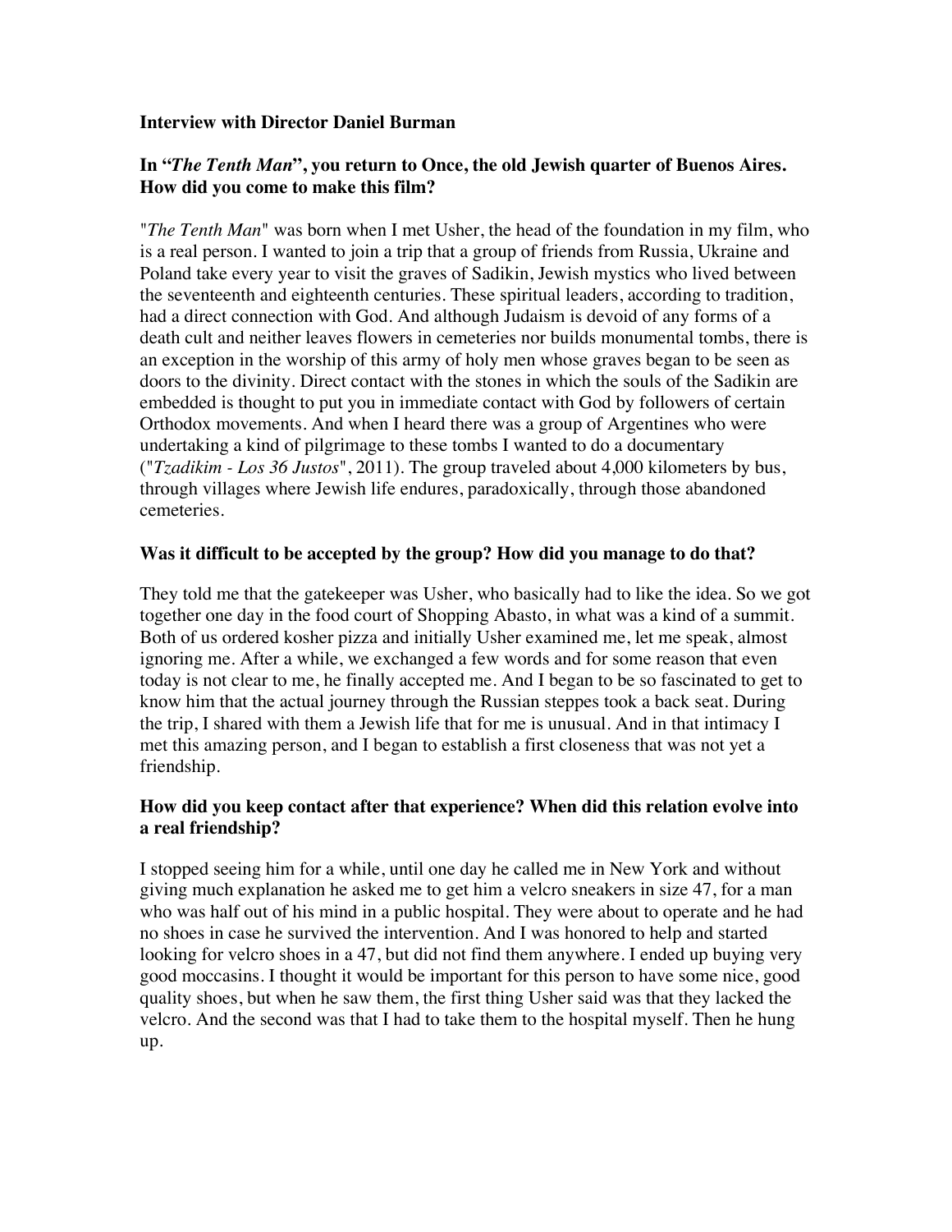**Interview with Director Daniel Burman**

**In "*The Tenth Man*", you return to Once, the old Jewish quarter of Buenos Aires. How did you come to make this film?**

"*The Tenth Man*" was born when I met Usher, the head of the foundation in my film, who is a real person. I wanted to join a trip that a group of friends from Russia, Ukraine and Poland take every year to visit the graves of Sadikin, Jewish mystics who lived between the seventeenth and eighteenth centuries. These spiritual leaders, according to tradition, had a direct connection with God. And although Judaism is devoid of any forms of a death cult and neither leaves flowers in cemeteries nor builds monumental tombs, there is an exception in the worship of this army of holy men whose graves began to be seen as doors to the divinity. Direct contact with the stones in which the souls of the Sadikin are embedded is thought to put you in immediate contact with God by followers of certain Orthodox movements. And when I heard there was a group of Argentines who were undertaking a kind of pilgrimage to these tombs I wanted to do a documentary ("*Tzadikim - Los 36 Justos*", 2011). The group traveled about 4,000 kilometers by bus, through villages where Jewish life endures, paradoxically, through those abandoned cemeteries.

**Was it difficult to be accepted by the group? How did you manage to do that?**

They told me that the gatekeeper was Usher, who basically had to like the idea. So we got together one day in the food court of Shopping Abasto, in what was a kind of a summit. Both of us ordered kosher pizza and initially Usher examined me, let me speak, almost ignoring me. After a while, we exchanged a few words and for some reason that even today is not clear to me, he finally accepted me. And I began to be so fascinated to get to know him that the actual journey through the Russian steppes took a back seat. During the trip, I shared with them a Jewish life that for me is unusual. And in that intimacy I met this amazing person, and I began to establish a first closeness that was not yet a friendship.

**How did you keep contact after that experience? When did this relation evolve into a real friendship?**

I stopped seeing him for a while, until one day he called me in New York and without giving much explanation he asked me to get him a velcro sneakers in size 47, for a man who was half out of his mind in a public hospital. They were about to operate and he had no shoes in case he survived the intervention. And I was honored to help and started looking for velcro shoes in a 47, but did not find them anywhere. I ended up buying very good moccasins. I thought it would be important for this person to have some nice, good quality shoes, but when he saw them, the first thing Usher said was that they lacked the velcro. And the second was that I had to take them to the hospital myself. Then he hung up.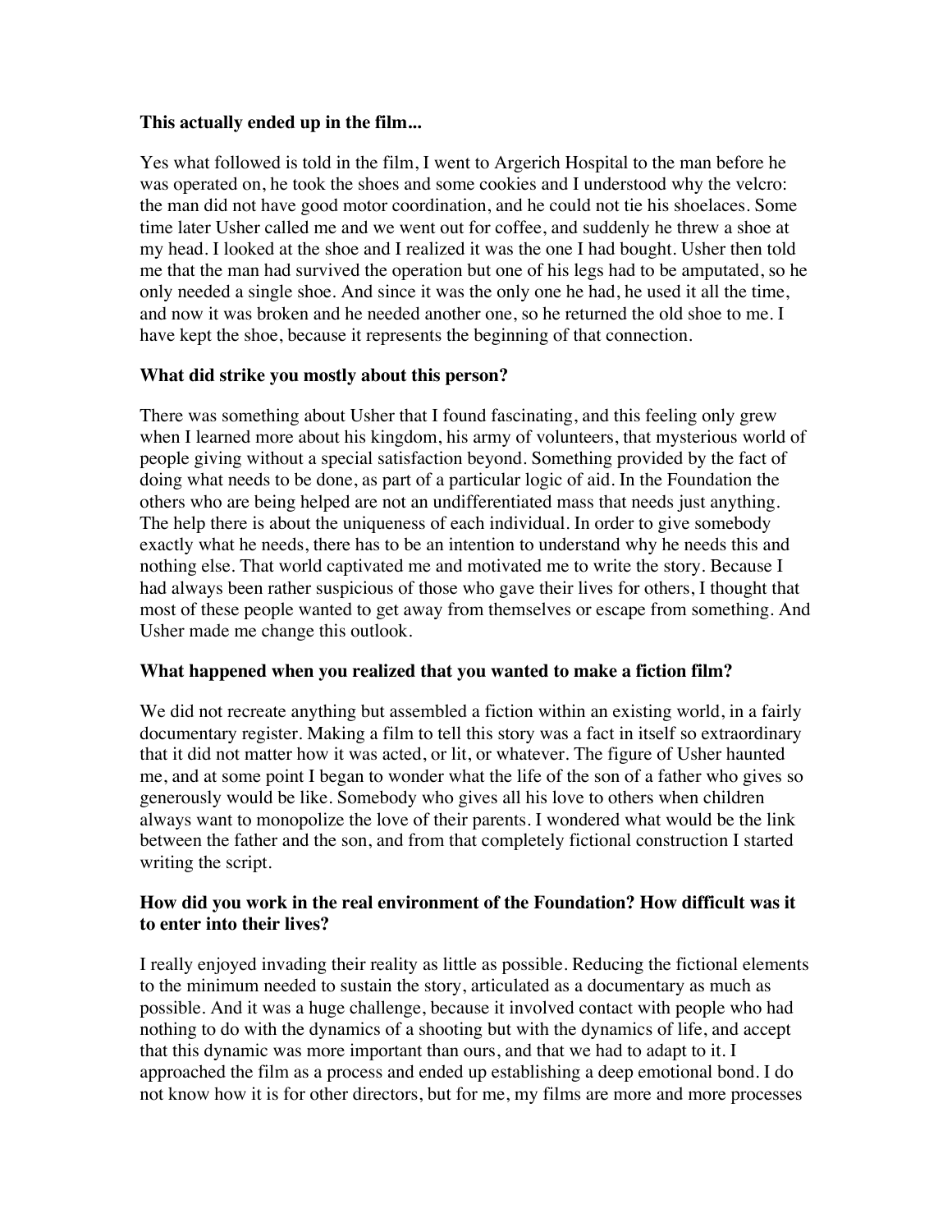**This actually ended up in the film...**

Yes what followed is told in the film, I went to Argerich Hospital to the man before he was operated on, he took the shoes and some cookies and I understood why the velcro: the man did not have good motor coordination, and he could not tie his shoelaces. Some time later Usher called me and we went out for coffee, and suddenly he threw a shoe at my head. I looked at the shoe and I realized it was the one I had bought. Usher then told me that the man had survived the operation but one of his legs had to be amputated, so he only needed a single shoe. And since it was the only one he had, he used it all the time, and now it was broken and he needed another one, so he returned the old shoe to me. I have kept the shoe, because it represents the beginning of that connection.

**What did strike you mostly about this person?**

There was something about Usher that I found fascinating, and this feeling only grew when I learned more about his kingdom, his army of volunteers, that mysterious world of people giving without a special satisfaction beyond. Something provided by the fact of doing what needs to be done, as part of a particular logic of aid. In the Foundation the others who are being helped are not an undifferentiated mass that needs just anything. The help there is about the uniqueness of each individual. In order to give somebody exactly what he needs, there has to be an intention to understand why he needs this and nothing else. That world captivated me and motivated me to write the story. Because I had always been rather suspicious of those who gave their lives for others, I thought that most of these people wanted to get away from themselves or escape from something. And Usher made me change this outlook.

**What happened when you realized that you wanted to make a fiction film?**

We did not recreate anything but assembled a fiction within an existing world, in a fairly documentary register. Making a film to tell this story was a fact in itself so extraordinary that it did not matter how it was acted, or lit, or whatever. The figure of Usher haunted me, and at some point I began to wonder what the life of the son of a father who gives so generously would be like. Somebody who gives all his love to others when children always want to monopolize the love of their parents. I wondered what would be the link between the father and the son, and from that completely fictional construction I started writing the script.

**How did you work in the real environment of the Foundation? How difficult was it to enter into their lives?**

I really enjoyed invading their reality as little as possible. Reducing the fictional elements to the minimum needed to sustain the story, articulated as a documentary as much as possible. And it was a huge challenge, because it involved contact with people who had nothing to do with the dynamics of a shooting but with the dynamics of life, and accept that this dynamic was more important than ours, and that we had to adapt to it. I approached the film as a process and ended up establishing a deep emotional bond. I do not know how it is for other directors, but for me, my films are more and more processes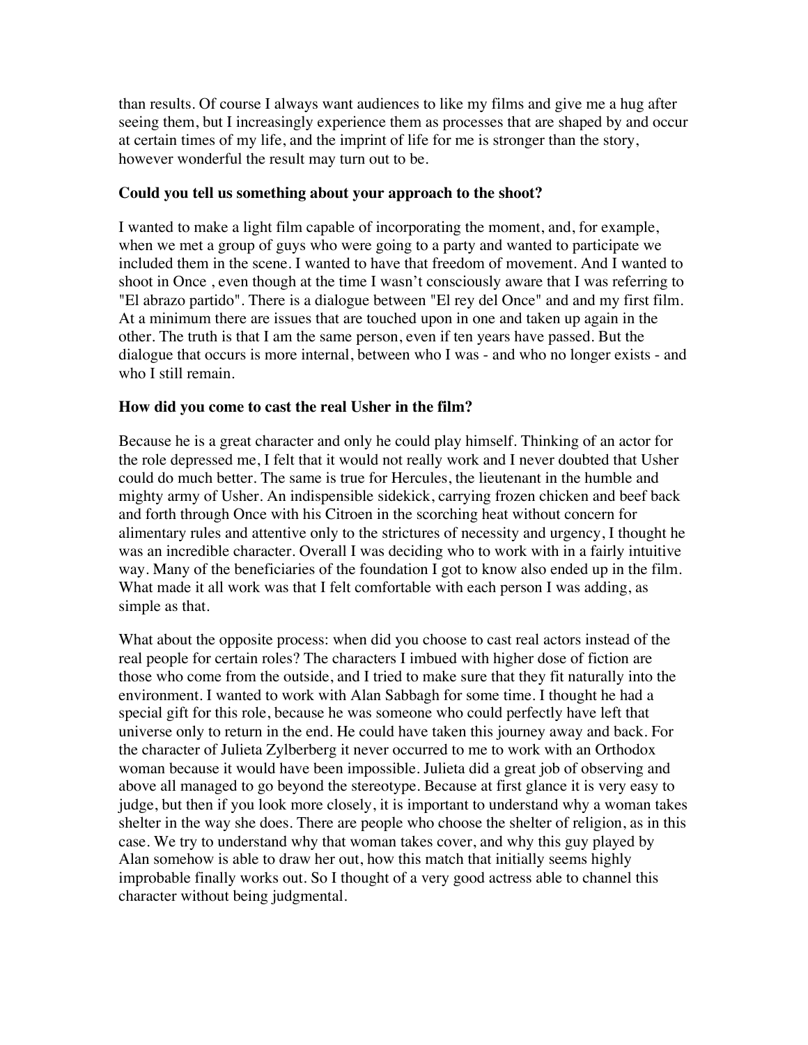than results. Of course I always want audiences to like my films and give me a hug after seeing them, but I increasingly experience them as processes that are shaped by and occur at certain times of my life, and the imprint of life for me is stronger than the story, however wonderful the result may turn out to be.

**Could you tell us something about your approach to the shoot?**

I wanted to make a light film capable of incorporating the moment, and, for example, when we met a group of guys who were going to a party and wanted to participate we included them in the scene. I wanted to have that freedom of movement. And I wanted to shoot in Once , even though at the time I wasn't consciously aware that I was referring to "El abrazo partido". There is a dialogue between "El rey del Once" and and my first film. At a minimum there are issues that are touched upon in one and taken up again in the other. The truth is that I am the same person, even if ten years have passed. But the dialogue that occurs is more internal, between who I was - and who no longer exists - and who I still remain.

**How did you come to cast the real Usher in the film?**

Because he is a great character and only he could play himself. Thinking of an actor for the role depressed me, I felt that it would not really work and I never doubted that Usher could do much better. The same is true for Hercules, the lieutenant in the humble and mighty army of Usher. An indispensible sidekick, carrying frozen chicken and beef back and forth through Once with his Citroen in the scorching heat without concern for alimentary rules and attentive only to the strictures of necessity and urgency, I thought he was an incredible character. Overall I was deciding who to work with in a fairly intuitive way. Many of the beneficiaries of the foundation I got to know also ended up in the film. What made it all work was that I felt comfortable with each person I was adding, as simple as that.

What about the opposite process: when did you choose to cast real actors instead of the real people for certain roles? The characters I imbued with higher dose of fiction are those who come from the outside, and I tried to make sure that they fit naturally into the environment. I wanted to work with Alan Sabbagh for some time. I thought he had a special gift for this role, because he was someone who could perfectly have left that universe only to return in the end. He could have taken this journey away and back. For the character of Julieta Zylberberg it never occurred to me to work with an Orthodox woman because it would have been impossible. Julieta did a great job of observing and above all managed to go beyond the stereotype. Because at first glance it is very easy to judge, but then if you look more closely, it is important to understand why a woman takes shelter in the way she does. There are people who choose the shelter of religion, as in this case. We try to understand why that woman takes cover, and why this guy played by Alan somehow is able to draw her out, how this match that initially seems highly improbable finally works out. So I thought of a very good actress able to channel this character without being judgmental.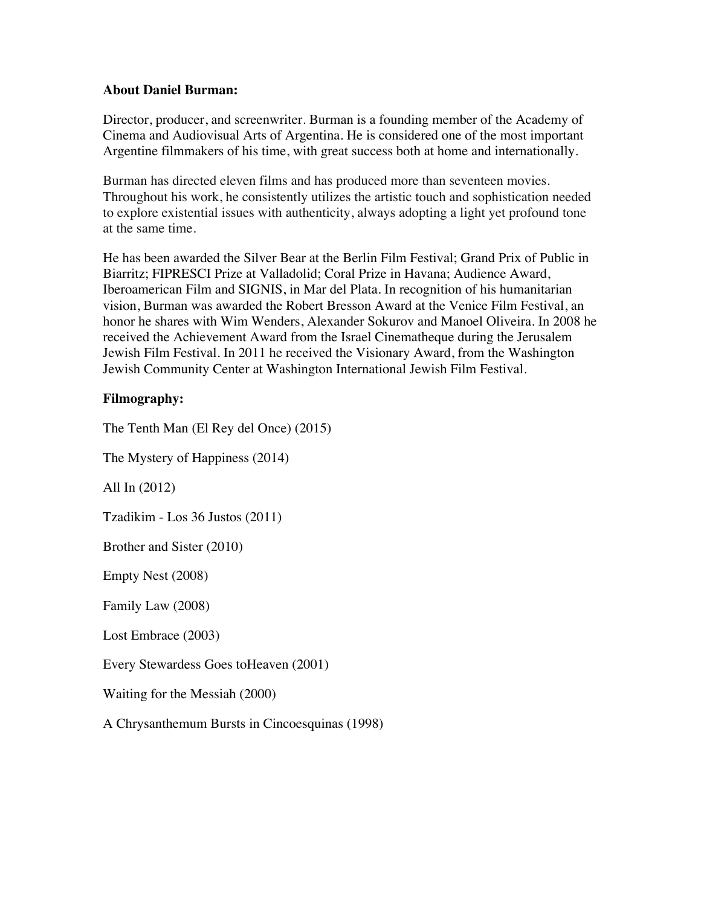**About Daniel Burman:**

Director, producer, and screenwriter. Burman is a founding member of the Academy of Cinema and Audiovisual Arts of Argentina. He is considered one of the most important Argentine filmmakers of his time, with great success both at home and internationally.

Burman has directed eleven films and has produced more than seventeen movies. Throughout his work, he consistently utilizes the artistic touch and sophistication needed to explore existential issues with authenticity, always adopting a light yet profound tone at the same time.

He has been awarded the Silver Bear at the Berlin Film Festival; Grand Prix of Public in Biarritz; FIPRESCI Prize at Valladolid; Coral Prize in Havana; Audience Award, Iberoamerican Film and SIGNIS, in Mar del Plata. In recognition of his humanitarian vision, Burman was awarded the Robert Bresson Award at the Venice Film Festival, an honor he shares with Wim Wenders, Alexander Sokurov and Manoel Oliveira. In 2008 he received the Achievement Award from the Israel Cinematheque during the Jerusalem Jewish Film Festival. In 2011 he received the Visionary Award, from the Washington Jewish Community Center at Washington International Jewish Film Festival.

**Filmography:**

The Tenth Man (El Rey del Once) (2015)

The Mystery of Happiness (2014)

All In (2012)

Tzadikim - Los 36 Justos (2011)

Brother and Sister (2010)

Empty Nest (2008)

Family Law (2008)

Lost Embrace (2003)

Every Stewardess Goes toHeaven (2001)

Waiting for the Messiah (2000)

A Chrysanthemum Bursts in Cincoesquinas (1998)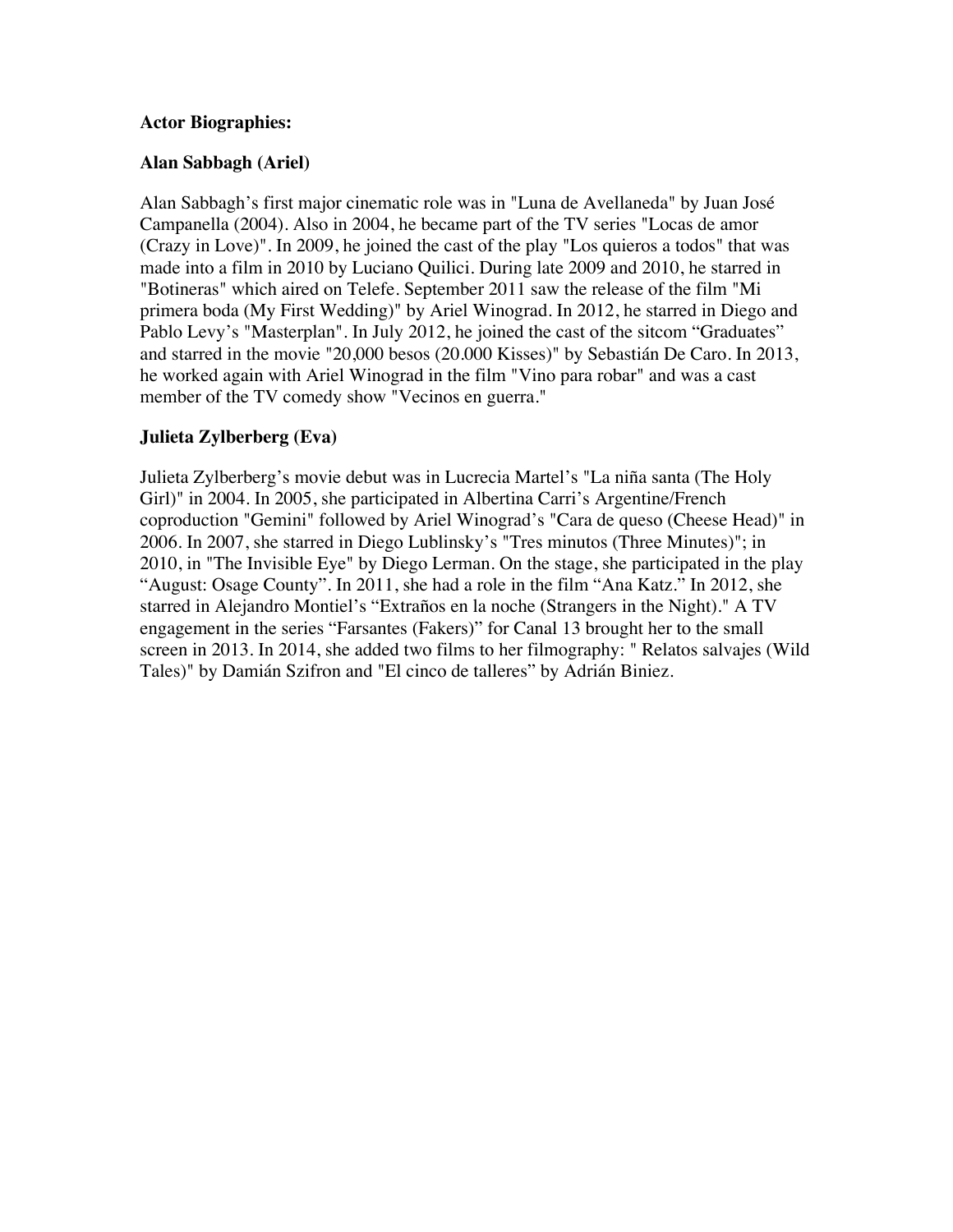**Actor Biographies:**

**Alan Sabbagh (Ariel)**

Alan Sabbagh's first major cinematic role was in "Luna de Avellaneda" by Juan José Campanella (2004). Also in 2004, he became part of the TV series "Locas de amor (Crazy in Love)". In 2009, he joined the cast of the play "Los quieros a todos" that was made into a film in 2010 by Luciano Quilici. During late 2009 and 2010, he starred in "Botineras" which aired on Telefe. September 2011 saw the release of the film "Mi primera boda (My First Wedding)" by Ariel Winograd. In 2012, he starred in Diego and Pablo Levy's "Masterplan". In July 2012, he joined the cast of the sitcom "Graduates" and starred in the movie "20,000 besos (20.000 Kisses)" by Sebastián De Caro. In 2013, he worked again with Ariel Winograd in the film "Vino para robar" and was a cast member of the TV comedy show "Vecinos en guerra."

**Julieta Zylberberg (Eva)**

Julieta Zylberberg's movie debut was in Lucrecia Martel's "La niña santa (The Holy Girl)" in 2004. In 2005, she participated in Albertina Carri's Argentine/French coproduction "Gemini" followed by Ariel Winograd's "Cara de queso (Cheese Head)" in 2006. In 2007, she starred in Diego Lublinsky's "Tres minutos (Three Minutes)"; in 2010, in "The Invisible Eye" by Diego Lerman. On the stage, she participated in the play "August: Osage County". In 2011, she had a role in the film "Ana Katz." In 2012, she starred in Alejandro Montiel's "Extraños en la noche (Strangers in the Night)." A TV engagement in the series "Farsantes (Fakers)" for Canal 13 brought her to the small screen in 2013. In 2014, she added two films to her filmography: " Relatos salvajes (Wild Tales)" by Damián Szifron and "El cinco de talleres" by Adrián Biniez.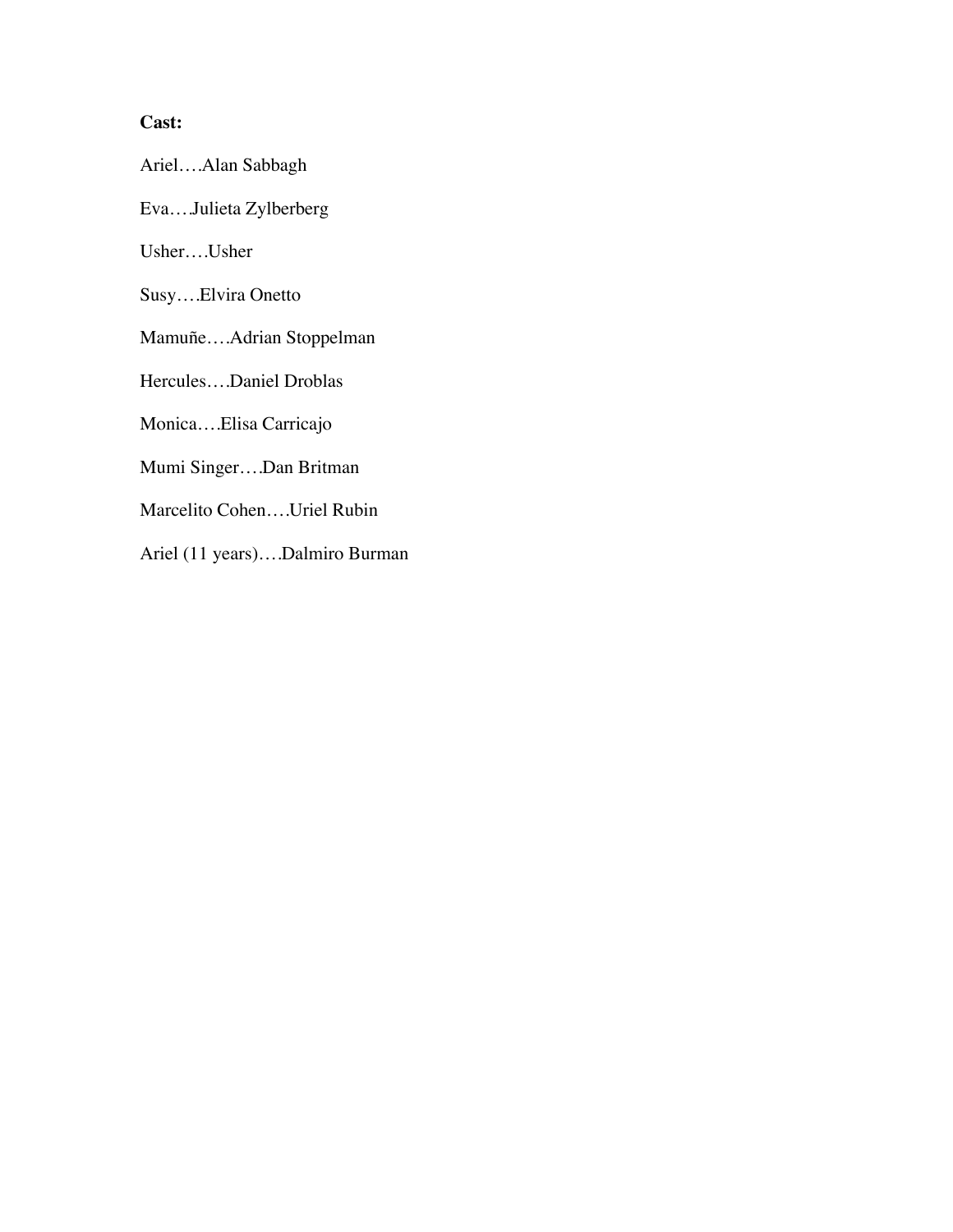**Cast:**

Ariel….Alan Sabbagh

Eva….Julieta Zylberberg

Usher….Usher

Susy….Elvira Onetto

Mamuñe….Adrian Stoppelman

Hercules….Daniel Droblas

Monica….Elisa Carricajo

Mumi Singer….Dan Britman

Marcelito Cohen….Uriel Rubin

Ariel (11 years)….Dalmiro Burman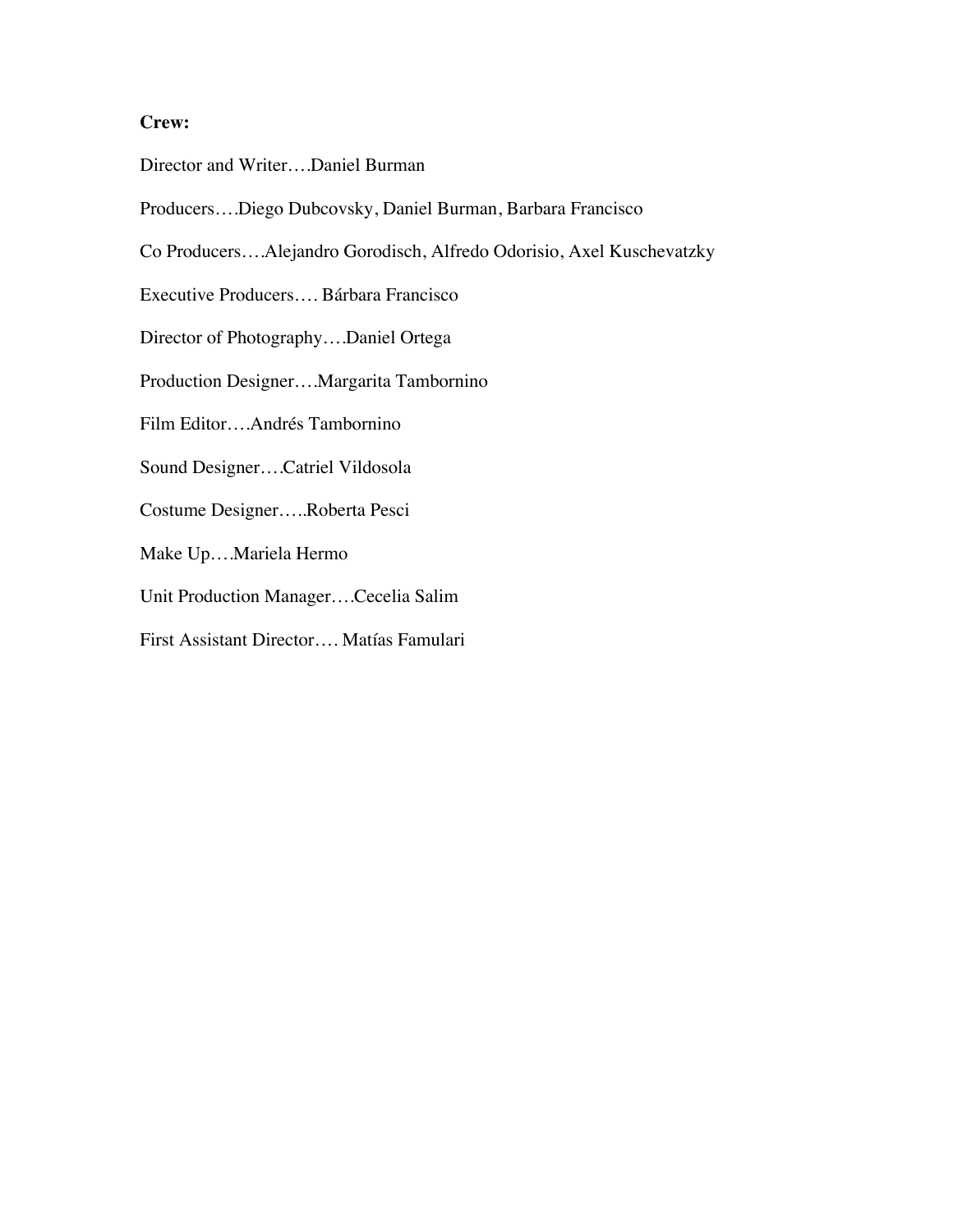**Crew:**

Director and Writer….Daniel Burman

Producers….Diego Dubcovsky, Daniel Burman, Barbara Francisco

Co Producers….Alejandro Gorodisch, Alfredo Odorisio, Axel Kuschevatzky

Executive Producers…. Bárbara Francisco

Director of Photography….Daniel Ortega

Production Designer….Margarita Tambornino

Film Editor….Andrés Tambornino

Sound Designer….Catriel Vildosola

Costume Designer…..Roberta Pesci

Make Up….Mariela Hermo

Unit Production Manager….Cecelia Salim

First Assistant Director…. Matías Famulari